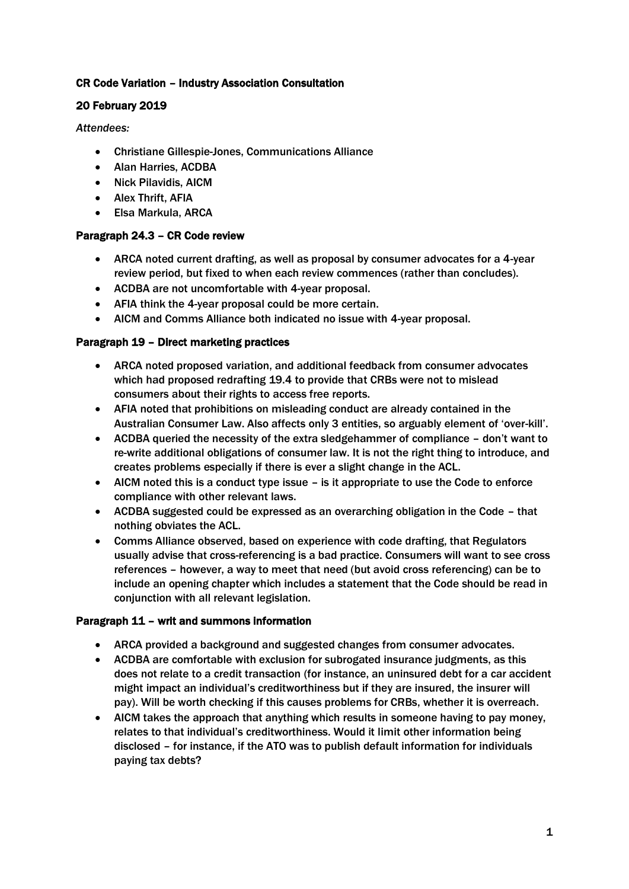## CR Code Variation – Industry Association Consultation

## 20 February 2019

*Attendees:*

- Christiane Gillespie-Jones, Communications Alliance
- Alan Harries, ACDBA
- Nick Pilavidis, AICM
- Alex Thrift, AFIA
- Elsa Markula, ARCA

### Paragraph 24.3 – CR Code review

- ARCA noted current drafting, as well as proposal by consumer advocates for a 4-year review period, but fixed to when each review commences (rather than concludes).
- ACDBA are not uncomfortable with 4-year proposal.
- AFIA think the 4-year proposal could be more certain.
- AICM and Comms Alliance both indicated no issue with 4-year proposal.

### Paragraph 19 – Direct marketing practices

- ARCA noted proposed variation, and additional feedback from consumer advocates which had proposed redrafting 19.4 to provide that CRBs were not to mislead consumers about their rights to access free reports.
- AFIA noted that prohibitions on misleading conduct are already contained in the Australian Consumer Law. Also affects only 3 entities, so arguably element of 'over-kill'.
- ACDBA queried the necessity of the extra sledgehammer of compliance – don't want to re-write additional obligations of consumer law. It is not the right thing to introduce, and creates problems especially if there is ever a slight change in the ACL.
- AICM noted this is a conduct type issue – is it appropriate to use the Code to enforce compliance with other relevant laws.
- ACDBA suggested could be expressed as an overarching obligation in the Code – that nothing obviates the ACL.
- Comms Alliance observed, based on experience with code drafting, that Regulators usually advise that cross-referencing is a bad practice. Consumers will want to see cross references – however, a way to meet that need (but avoid cross referencing) can be to include an opening chapter which includes a statement that the Code should be read in conjunction with all relevant legislation.

### Paragraph 11 – writ and summons information

- ARCA provided a background and suggested changes from consumer advocates.
- ACDBA are comfortable with exclusion for subrogated insurance judgments, as this does not relate to a credit transaction (for instance, an uninsured debt for a car accident might impact an individual's creditworthiness but if they are insured, the insurer will pay). Will be worth checking if this causes problems for CRBs, whether it is overreach.
- AICM takes the approach that anything which results in someone having to pay money, relates to that individual's creditworthiness. Would it limit other information being disclosed – for instance, if the ATO was to publish default information for individuals paying tax debts?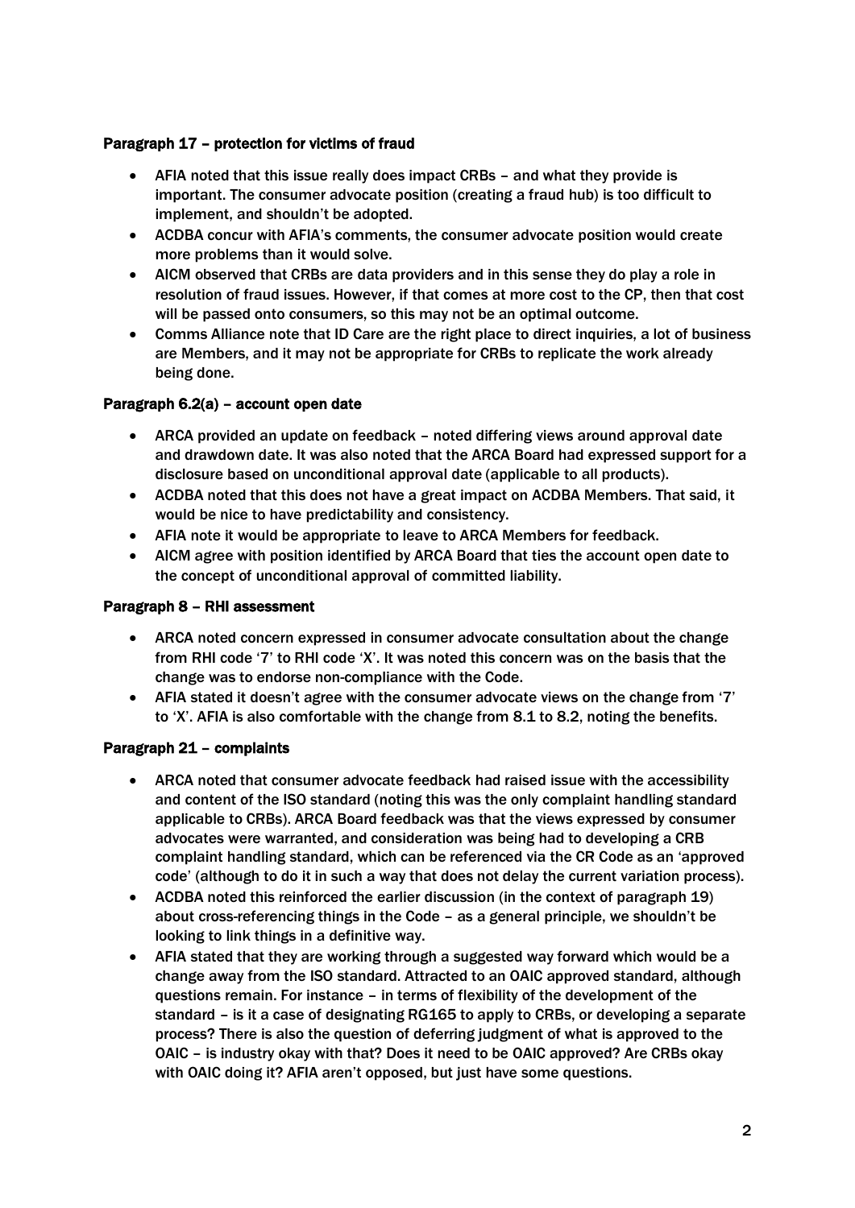#### Paragraph 17 – protection for victims of fraud

- AFIA noted that this issue really does impact CRBs – and what they provide is important. The consumer advocate position (creating a fraud hub) is too difficult to implement, and shouldn't be adopted.
- ACDBA concur with AFIA's comments, the consumer advocate position would create more problems than it would solve.
- AICM observed that CRBs are data providers and in this sense they do play a role in resolution of fraud issues. However, if that comes at more cost to the CP, then that cost will be passed onto consumers, so this may not be an optimal outcome.
- Comms Alliance note that ID Care are the right place to direct inquiries, a lot of business are Members, and it may not be appropriate for CRBs to replicate the work already being done.

#### Paragraph 6.2(a) – account open date

- ARCA provided an update on feedback – noted differing views around approval date and drawdown date. It was also noted that the ARCA Board had expressed support for a disclosure based on unconditional approval date (applicable to all products).
- ACDBA noted that this does not have a great impact on ACDBA Members. That said, it would be nice to have predictability and consistency.
- AFIA note it would be appropriate to leave to ARCA Members for feedback.
- AICM agree with position identified by ARCA Board that ties the account open date to the concept of unconditional approval of committed liability.

#### Paragraph 8 – RHI assessment

- ARCA noted concern expressed in consumer advocate consultation about the change from RHI code '7' to RHI code 'X'. It was noted this concern was on the basis that the change was to endorse non-compliance with the Code.
- AFIA stated it doesn't agree with the consumer advocate views on the change from '7' to 'X'. AFIA is also comfortable with the change from 8.1 to 8.2, noting the benefits.

#### Paragraph 21 – complaints

- ARCA noted that consumer advocate feedback had raised issue with the accessibility and content of the ISO standard (noting this was the only complaint handling standard applicable to CRBs). ARCA Board feedback was that the views expressed by consumer advocates were warranted, and consideration was being had to developing a CRB complaint handling standard, which can be referenced via the CR Code as an 'approved code' (although to do it in such a way that does not delay the current variation process).
- ACDBA noted this reinforced the earlier discussion (in the context of paragraph 19) about cross-referencing things in the Code – as a general principle, we shouldn't be looking to link things in a definitive way.
- AFIA stated that they are working through a suggested way forward which would be a change away from the ISO standard. Attracted to an OAIC approved standard, although questions remain. For instance – in terms of flexibility of the development of the standard – is it a case of designating RG165 to apply to CRBs, or developing a separate process? There is also the question of deferring judgment of what is approved to the OAIC – is industry okay with that? Does it need to be OAIC approved? Are CRBs okay with OAIC doing it? AFIA aren't opposed, but just have some questions.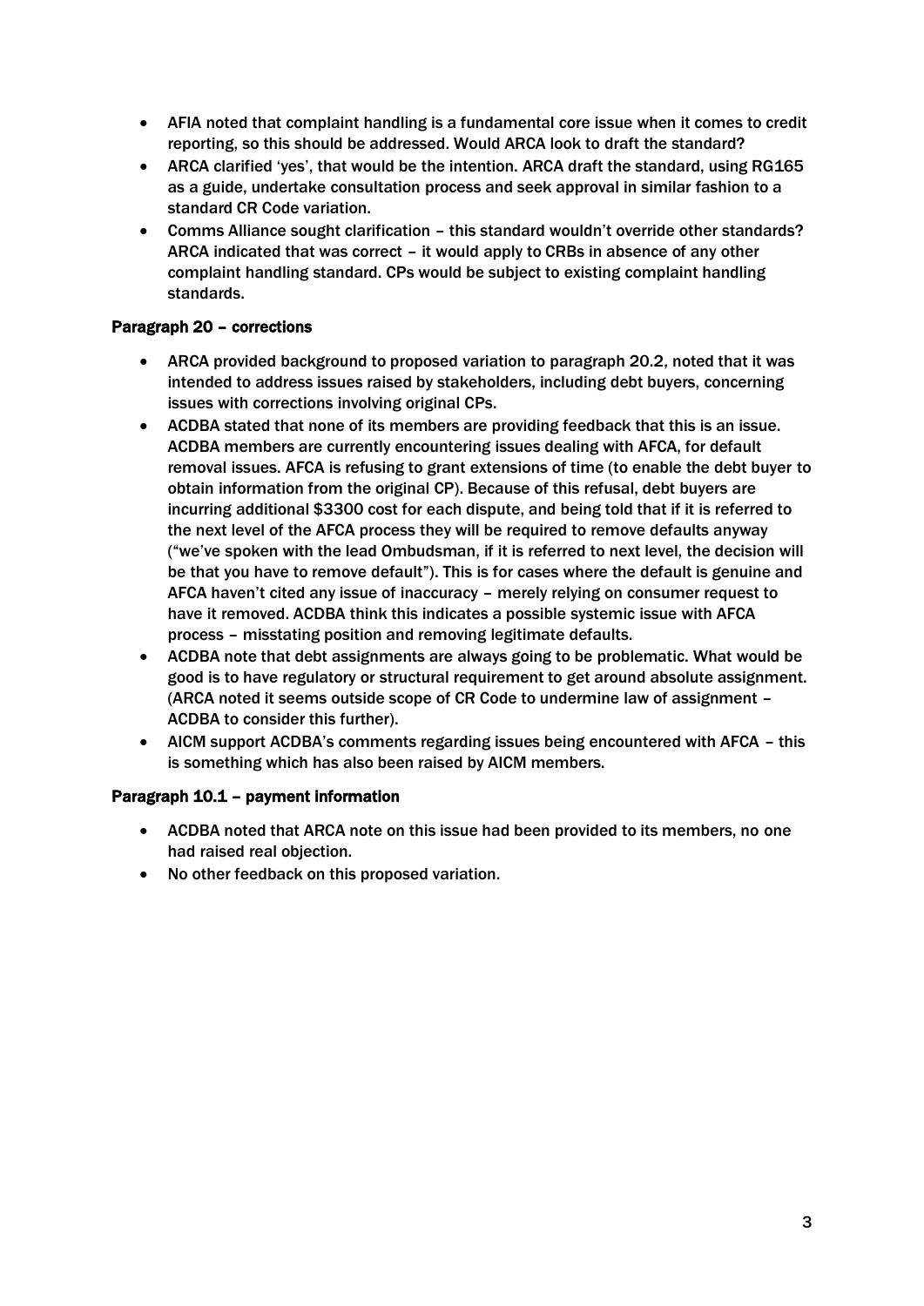- AFIA noted that complaint handling is a fundamental core issue when it comes to credit reporting, so this should be addressed. Would ARCA look to draft the standard?
- ARCA clarified 'yes', that would be the intention. ARCA draft the standard, using RG165 as a guide, undertake consultation process and seek approval in similar fashion to a standard CR Code variation.
- Comms Alliance sought clarification – this standard wouldn't override other standards? ARCA indicated that was correct – it would apply to CRBs in absence of any other complaint handling standard. CPs would be subject to existing complaint handling standards.

**Paragraph 20 – corrections**

- ARCA provided background to proposed variation to paragraph 20.2, noted that it was intended to address issues raised by stakeholders, including debt buyers, concerning issues with corrections involving original CPs.
- ACDBA stated that none of its members are providing feedback that this is an issue. ACDBA members are currently encountering issues dealing with AFCA, for default removal issues. AFCA is refusing to grant extensions of time (to enable the debt buyer to obtain information from the original CP). Because of this refusal, debt buyers are incurring additional $3300 cost for each dispute, and being told that if it is referred to the next level of the AFCA process they will be required to remove defaults anyway ("we've spoken with the lead Ombudsman, if it is referred to next level, the decision will be that you have to remove default"). This is for cases where the default is genuine and AFCA haven't cited any issue of inaccuracy – merely relying on consumer request to have it removed. ACDBA think this indicates a possible systemic issue with AFCA process – misstating position and removing legitimate defaults.
- ACDBA note that debt assignments are always going to be problematic. What would be good is to have regulatory or structural requirement to get around absolute assignment. (ARCA noted it seems outside scope of CR Code to undermine law of assignment – ACDBA to consider this further).
- AICM support ACDBA's comments regarding issues being encountered with AFCA – this is something which has also been raised by AICM members.

**Paragraph 10.1 – payment information**

- ACDBA noted that ARCA note on this issue had been provided to its members, no one had raised real objection.
- No other feedback on this proposed variation.